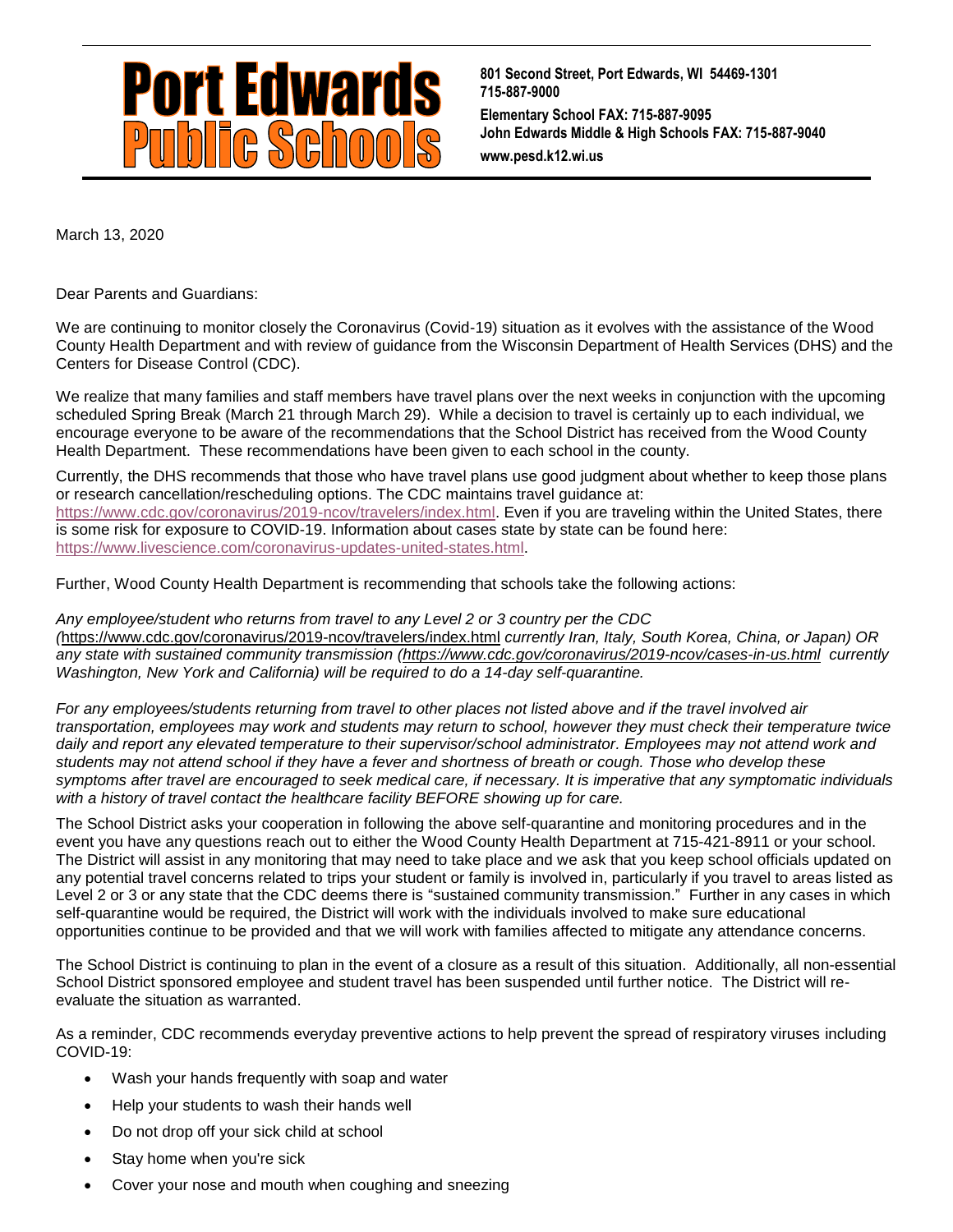# Port Edwards Public Schools

**801 Second Street, Port Edwards, WI 54469-1301**
**715-887-9000**
**Elementary School FAX: 715-887-9095**
**John Edwards Middle & High Schools FAX: 715-887-9040**
**www.pesd.k12.wi.us**

---

March 13, 2020

Dear Parents and Guardians:

We are continuing to monitor closely the Coronavirus (Covid-19) situation as it evolves with the assistance of the Wood County Health Department and with review of guidance from the Wisconsin Department of Health Services (DHS) and the Centers for Disease Control (CDC).

We realize that many families and staff members have travel plans over the next weeks in conjunction with the upcoming scheduled Spring Break (March 21 through March 29). While a decision to travel is certainly up to each individual, we encourage everyone to be aware of the recommendations that the School District has received from the Wood County Health Department. These recommendations have been given to each school in the county.

Currently, the DHS recommends that those who have travel plans use good judgment about whether to keep those plans or research cancellation/rescheduling options. The CDC maintains travel guidance at: https://www.cdc.gov/coronavirus/2019-ncov/travelers/index.html. Even if you are traveling within the United States, there is some risk for exposure to COVID-19. Information about cases state by state can be found here: https://www.livescience.com/coronavirus-updates-united-states.html.

Further, Wood County Health Department is recommending that schools take the following actions:

*Any employee/student who returns from travel to any Level 2 or 3 country per the CDC (*https://www.cdc.gov/coronavirus/2019-ncov/travelers/index.html *currently Iran, Italy, South Korea, China, or Japan) OR any state with sustained community transmission (https://www.cdc.gov/coronavirus/2019-ncov/cases-in-us.html currently Washington, New York and California) will be required to do a 14-day self-quarantine.*

*For any employees/students returning from travel to other places not listed above and if the travel involved air transportation, employees may work and students may return to school, however they must check their temperature twice daily and report any elevated temperature to their supervisor/school administrator. Employees may not attend work and students may not attend school if they have a fever and shortness of breath or cough. Those who develop these symptoms after travel are encouraged to seek medical care, if necessary. It is imperative that any symptomatic individuals with a history of travel contact the healthcare facility BEFORE showing up for care.*

The School District asks your cooperation in following the above self-quarantine and monitoring procedures and in the event you have any questions reach out to either the Wood County Health Department at 715-421-8911 or your school. The District will assist in any monitoring that may need to take place and we ask that you keep school officials updated on any potential travel concerns related to trips your student or family is involved in, particularly if you travel to areas listed as Level 2 or 3 or any state that the CDC deems there is "sustained community transmission." Further in any cases in which self-quarantine would be required, the District will work with the individuals involved to make sure educational opportunities continue to be provided and that we will work with families affected to mitigate any attendance concerns.

The School District is continuing to plan in the event of a closure as a result of this situation. Additionally, all non-essential School District sponsored employee and student travel has been suspended until further notice. The District will re-evaluate the situation as warranted.

As a reminder, CDC recommends everyday preventive actions to help prevent the spread of respiratory viruses including COVID-19:

- Wash your hands frequently with soap and water
- Help your students to wash their hands well
- Do not drop off your sick child at school
- Stay home when you're sick
- Cover your nose and mouth when coughing and sneezing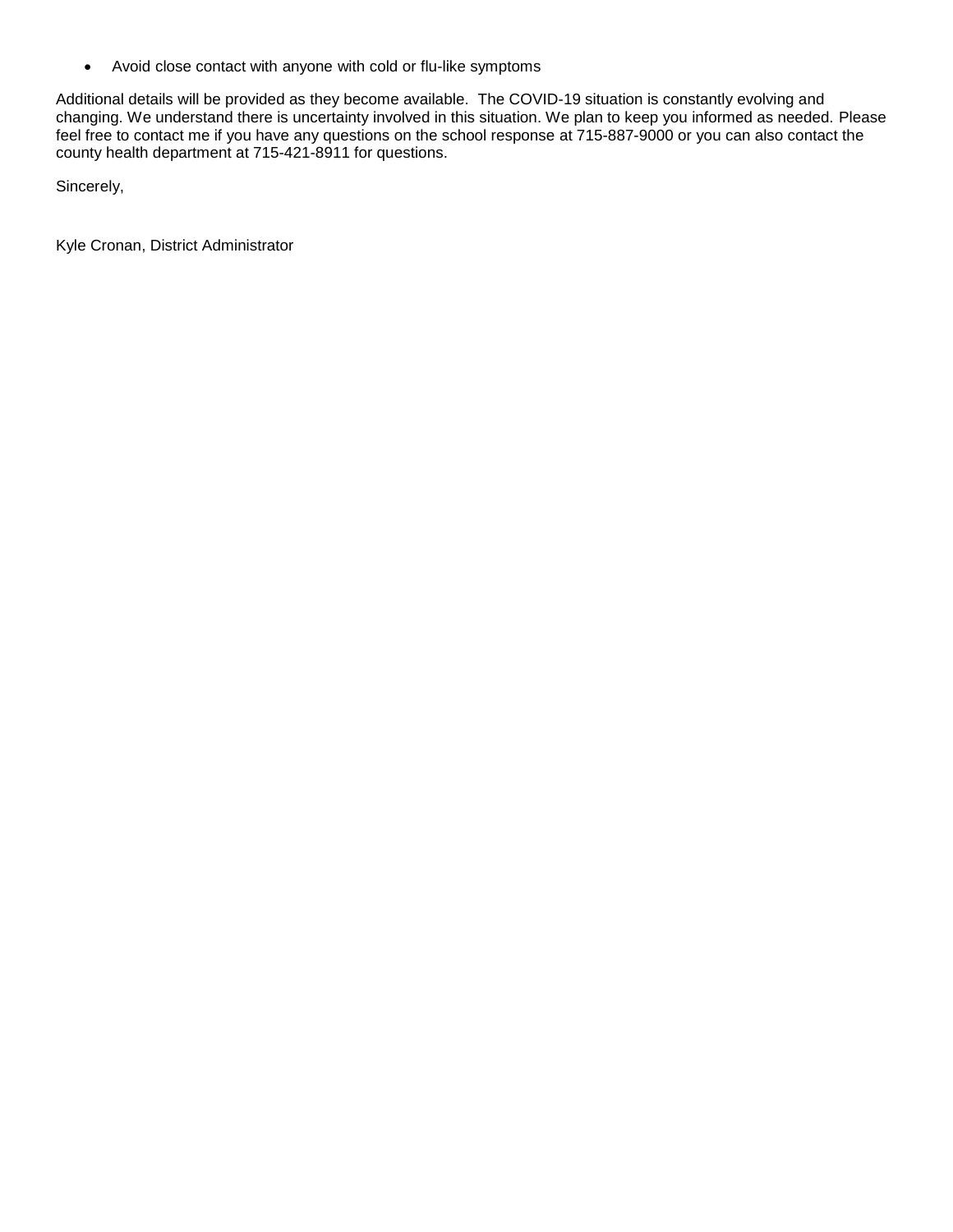- Avoid close contact with anyone with cold or flu-like symptoms

Additional details will be provided as they become available. The COVID-19 situation is constantly evolving and changing. We understand there is uncertainty involved in this situation. We plan to keep you informed as needed. Please feel free to contact me if you have any questions on the school response at 715-887-9000 or you can also contact the county health department at 715-421-8911 for questions.

Sincerely,

Kyle Cronan, District Administrator